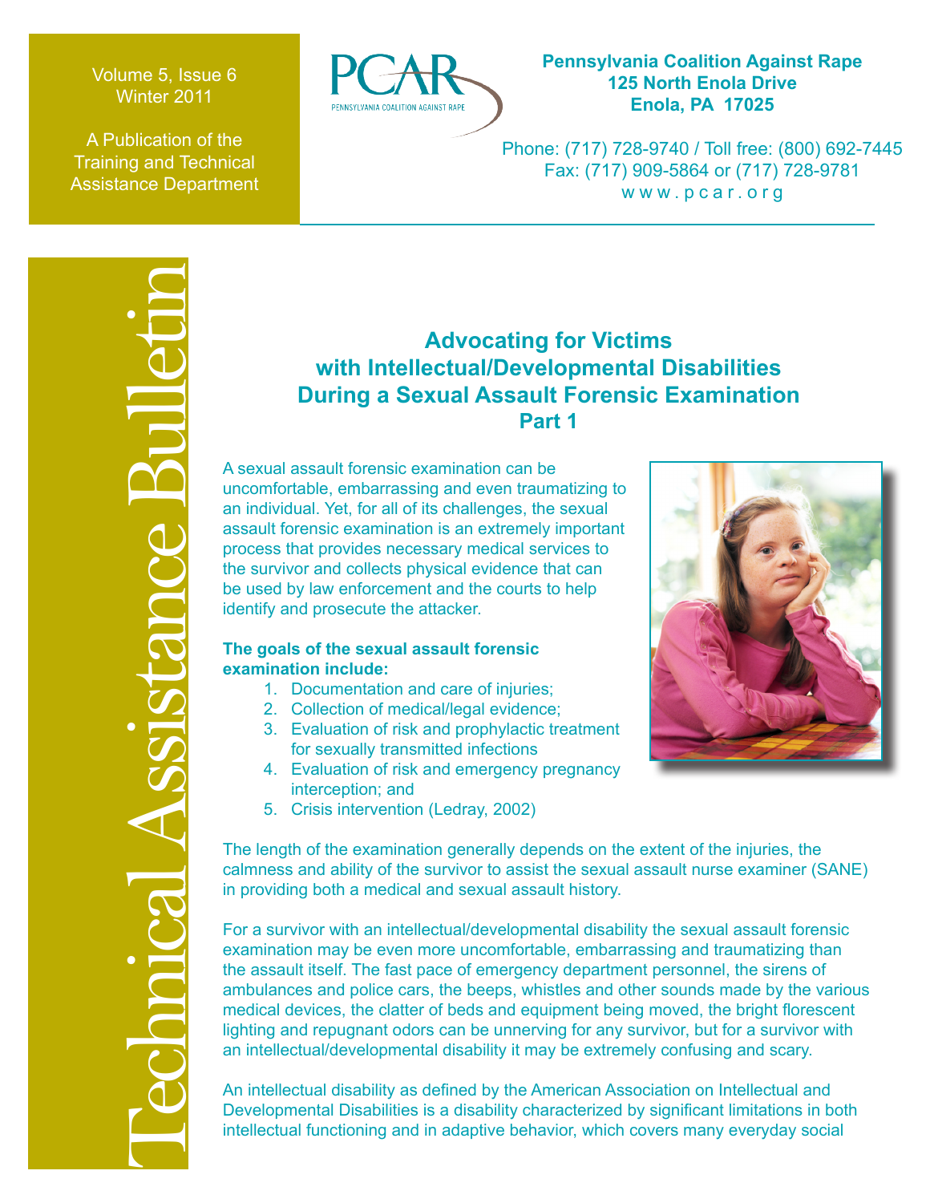Volume 5, Issue 6
Winter 2011

A Publication of the Training and Technical Assistance Department

PCAR
PENNSYLVANIA COALITION AGAINST RAPE

**Pennsylvania Coalition Against Rape**
**125 North Enola Drive**
**Enola, PA 17025**

Phone: (717) 728-9740 / Toll free: (800) 692-7445
Fax: (717) 909-5864 or (717) 728-9781
www.pcar.org

Technical Assistance Bulletin

# Advocating for Victims with Intellectual/Developmental Disabilities During a Sexual Assault Forensic Examination Part 1

A sexual assault forensic examination can be uncomfortable, embarrassing and even traumatizing to an individual. Yet, for all of its challenges, the sexual assault forensic examination is an extremely important process that provides necessary medical services to the survivor and collects physical evidence that can be used by law enforcement and the courts to help identify and prosecute the attacker.

**The goals of the sexual assault forensic examination include:**

1. Documentation and care of injuries;
2. Collection of medical/legal evidence;
3. Evaluation of risk and prophylactic treatment for sexually transmitted infections
4. Evaluation of risk and emergency pregnancy interception; and
5. Crisis intervention (Ledray, 2002)

The length of the examination generally depends on the extent of the injuries, the calmness and ability of the survivor to assist the sexual assault nurse examiner (SANE) in providing both a medical and sexual assault history.

For a survivor with an intellectual/developmental disability the sexual assault forensic examination may be even more uncomfortable, embarrassing and traumatizing than the assault itself. The fast pace of emergency department personnel, the sirens of ambulances and police cars, the beeps, whistles and other sounds made by the various medical devices, the clatter of beds and equipment being moved, the bright florescent lighting and repugnant odors can be unnerving for any survivor, but for a survivor with an intellectual/developmental disability it may be extremely confusing and scary.

An intellectual disability as defined by the American Association on Intellectual and Developmental Disabilities is a disability characterized by significant limitations in both intellectual functioning and in adaptive behavior, which covers many everyday social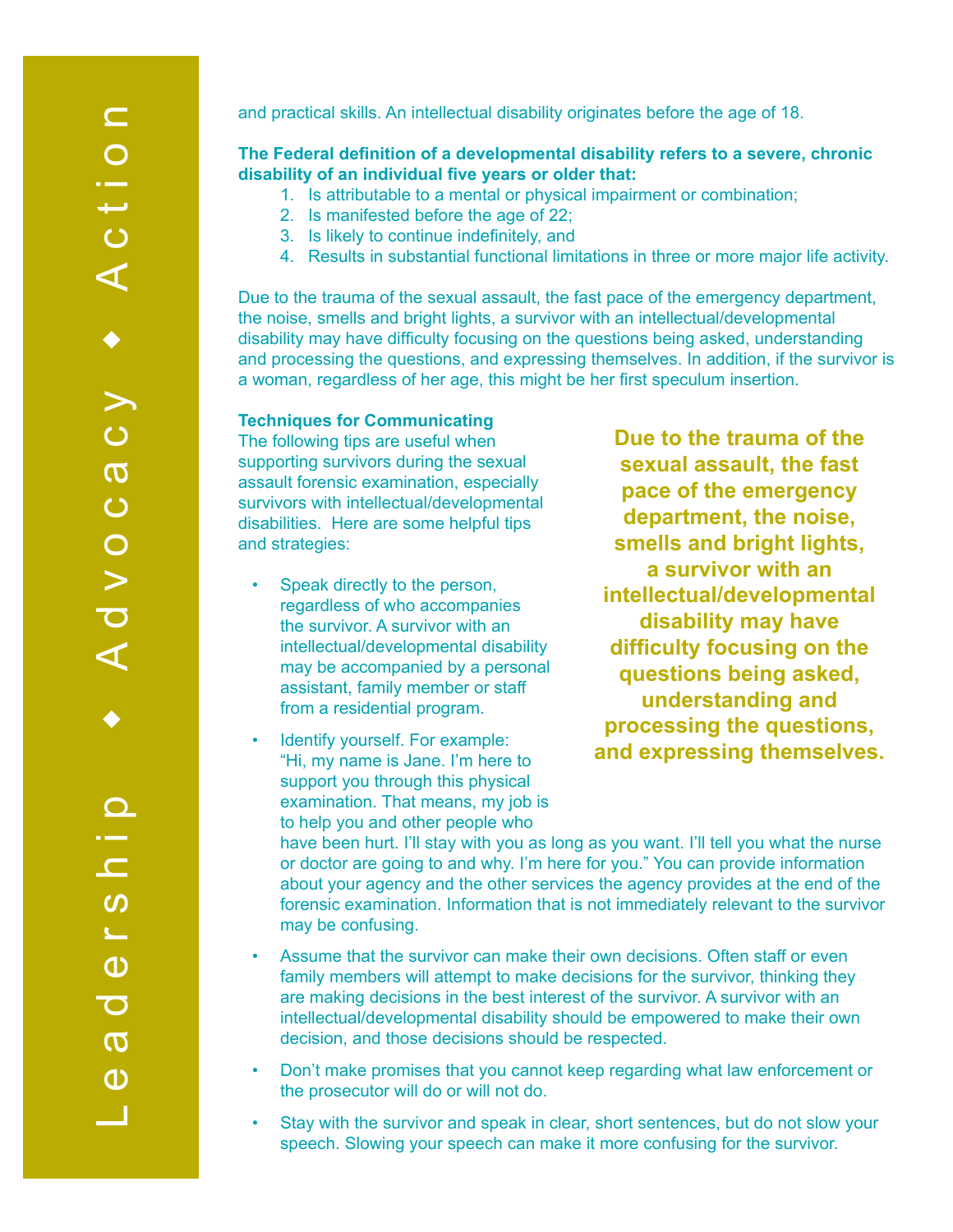and practical skills. An intellectual disability originates before the age of 18.

**The Federal definition of a developmental disability refers to a severe, chronic disability of an individual five years or older that:**

1. Is attributable to a mental or physical impairment or combination;
2. Is manifested before the age of 22;
3. Is likely to continue indefinitely, and
4. Results in substantial functional limitations in three or more major life activity.

Due to the trauma of the sexual assault, the fast pace of the emergency department, the noise, smells and bright lights, a survivor with an intellectual/developmental disability may have difficulty focusing on the questions being asked, understanding and processing the questions, and expressing themselves. In addition, if the survivor is a woman, regardless of her age, this might be her first speculum insertion.

**Techniques for Communicating**

The following tips are useful when supporting survivors during the sexual assault forensic examination, especially survivors with intellectual/developmental disabilities. Here are some helpful tips and strategies:

- Speak directly to the person, regardless of who accompanies the survivor. A survivor with an intellectual/developmental disability may be accompanied by a personal assistant, family member or staff from a residential program.
- Identify yourself. For example: "Hi, my name is Jane. I'm here to support you through this physical examination. That means, my job is to help you and other people who have been hurt. I'll stay with you as long as you want. I'll tell you what the nurse or doctor are going to and why. I'm here for you." You can provide information about your agency and the other services the agency provides at the end of the forensic examination. Information that is not immediately relevant to the survivor may be confusing.
- Assume that the survivor can make their own decisions. Often staff or even family members will attempt to make decisions for the survivor, thinking they are making decisions in the best interest of the survivor. A survivor with an intellectual/developmental disability should be empowered to make their own decision, and those decisions should be respected.
- Don't make promises that you cannot keep regarding what law enforcement or the prosecutor will do or will not do.
- Stay with the survivor and speak in clear, short sentences, but do not slow your speech. Slowing your speech can make it more confusing for the survivor.

**Due to the trauma of the sexual assault, the fast pace of the emergency department, the noise, smells and bright lights, a survivor with an intellectual/developmental disability may have difficulty focusing on the questions being asked, understanding and processing the questions, and expressing themselves.**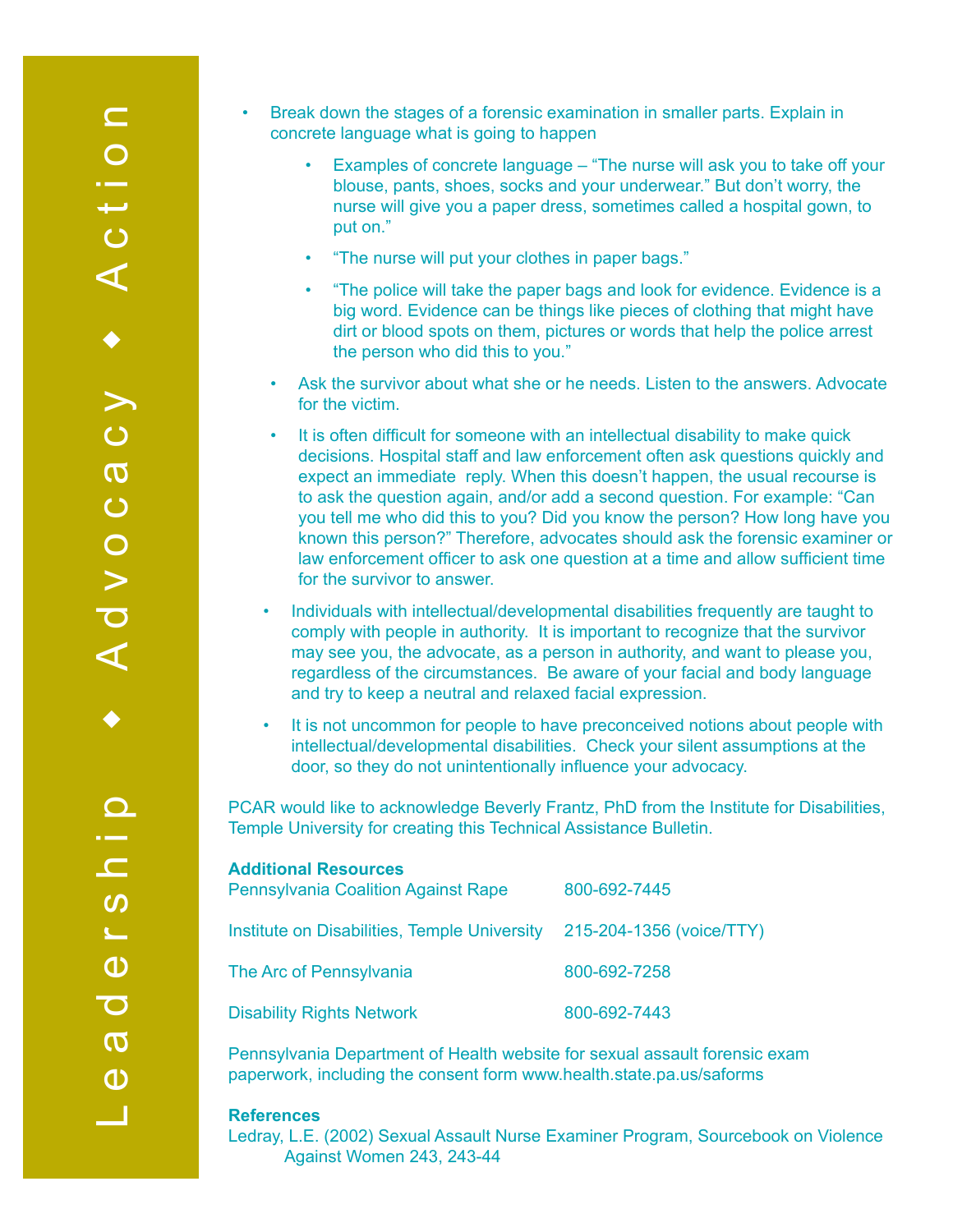- Break down the stages of a forensic examination in smaller parts. Explain in concrete language what is going to happen
    - Examples of concrete language – "The nurse will ask you to take off your blouse, pants, shoes, socks and your underwear." But don't worry, the nurse will give you a paper dress, sometimes called a hospital gown, to put on."
    - "The nurse will put your clothes in paper bags."
    - "The police will take the paper bags and look for evidence. Evidence is a big word. Evidence can be things like pieces of clothing that might have dirt or blood spots on them, pictures or words that help the police arrest the person who did this to you."
- Ask the survivor about what she or he needs. Listen to the answers. Advocate for the victim.
- It is often difficult for someone with an intellectual disability to make quick decisions. Hospital staff and law enforcement often ask questions quickly and expect an immediate reply. When this doesn't happen, the usual recourse is to ask the question again, and/or add a second question. For example: "Can you tell me who did this to you? Did you know the person? How long have you known this person?" Therefore, advocates should ask the forensic examiner or law enforcement officer to ask one question at a time and allow sufficient time for the survivor to answer.
- Individuals with intellectual/developmental disabilities frequently are taught to comply with people in authority. It is important to recognize that the survivor may see you, the advocate, as a person in authority, and want to please you, regardless of the circumstances. Be aware of your facial and body language and try to keep a neutral and relaxed facial expression.
- It is not uncommon for people to have preconceived notions about people with intellectual/developmental disabilities. Check your silent assumptions at the door, so they do not unintentionally influence your advocacy.

PCAR would like to acknowledge Beverly Frantz, PhD from the Institute for Disabilities, Temple University for creating this Technical Assistance Bulletin.

**Additional Resources**

| | |
|---|---|
| Pennsylvania Coalition Against Rape | 800-692-7445 |
| Institute on Disabilities, Temple University | 215-204-1356 (voice/TTY) |
| The Arc of Pennsylvania | 800-692-7258 |
| Disability Rights Network | 800-692-7443 |

Pennsylvania Department of Health website for sexual assault forensic exam paperwork, including the consent form www.health.state.pa.us/saforms

**References**

Ledray, L.E. (2002) Sexual Assault Nurse Examiner Program, Sourcebook on Violence Against Women 243, 243-44